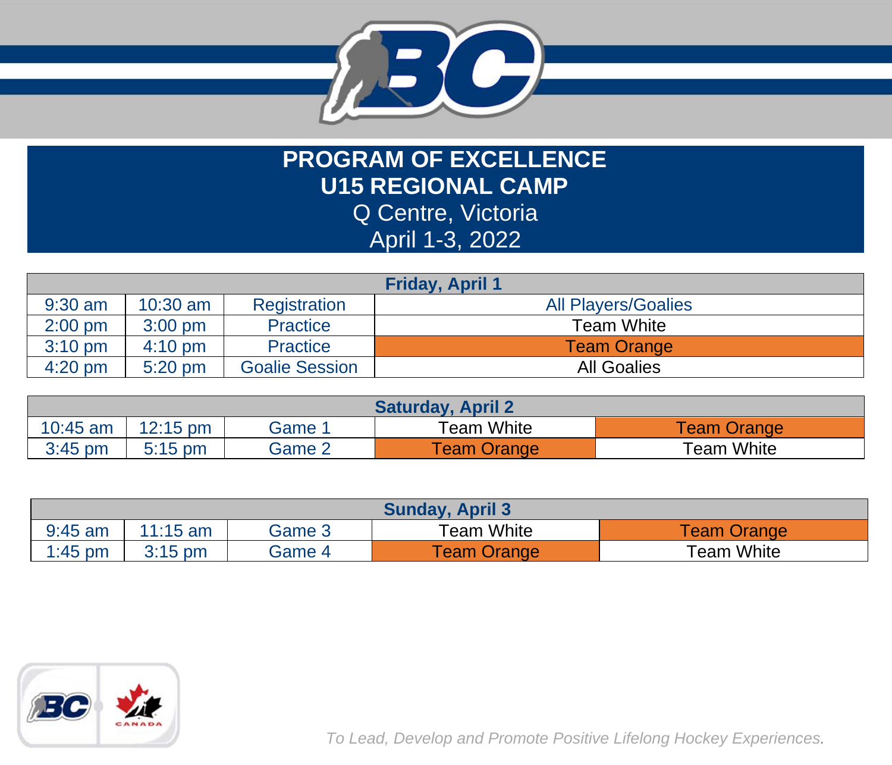# PROGRAM OF EXCELLENCE
# U15 REGIONAL CAMP

Q Centre, Victoria

April 1-3, 2022

| Friday, April 1 | | | |
|---|---|---|---|
| 9:30 am | 10:30 am | Registration | All Players/Goalies |
| 2:00 pm | 3:00 pm | Practice | Team White |
| 3:10 pm | 4:10 pm | Practice | Team Orange |
| 4:20 pm | 5:20 pm | Goalie Session | All Goalies |

| Saturday, April 2 | | | | |
|---|---|---|---|---|
| 10:45 am | 12:15 pm | Game 1 | Team White | Team Orange |
| 3:45 pm | 5:15 pm | Game 2 | Team Orange | Team White |

| Sunday, April 3 | | | | |
|---|---|---|---|---|
| 9:45 am | 11:15 am | Game 3 | Team White | Team Orange |
| 1:45 pm | 3:15 pm | Game 4 | Team Orange | Team White |

*To Lead, Develop and Promote Positive Lifelong Hockey Experiences.*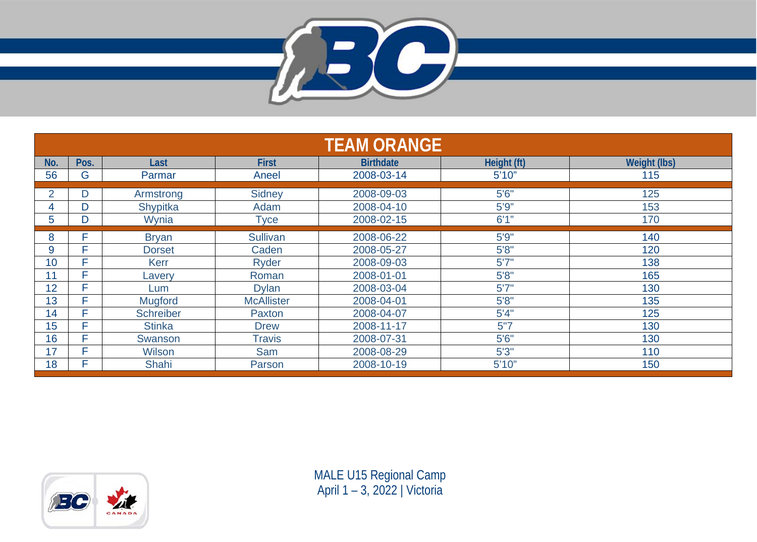## TEAM ORANGE

| No. | Pos. | Last | First | Birthdate | Height (ft) | Weight (lbs) |
|---|---|---|---|---|---|---|
| 56 | G | Parmar | Aneel | 2008-03-14 | 5'10" | 115 |
| 2 | D | Armstrong | Sidney | 2008-09-03 | 5'6" | 125 |
| 4 | D | Shypitka | Adam | 2008-04-10 | 5'9" | 153 |
| 5 | D | Wynia | Tyce | 2008-02-15 | 6'1" | 170 |
| 8 | F | Bryan | Sullivan | 2008-06-22 | 5'9" | 140 |
| 9 | F | Dorset | Caden | 2008-05-27 | 5'8" | 120 |
| 10 | F | Kerr | Ryder | 2008-09-03 | 5'7" | 138 |
| 11 | F | Lavery | Roman | 2008-01-01 | 5'8" | 165 |
| 12 | F | Lum | Dylan | 2008-03-04 | 5'7" | 130 |
| 13 | F | Mugford | McAllister | 2008-04-01 | 5'8" | 135 |
| 14 | F | Schreiber | Paxton | 2008-04-07 | 5'4" | 125 |
| 15 | F | Stinka | Drew | 2008-11-17 | 5"7 | 130 |
| 16 | F | Swanson | Travis | 2008-07-31 | 5'6" | 130 |
| 17 | F | Wilson | Sam | 2008-08-29 | 5'3" | 110 |
| 18 | F | Shahi | Parson | 2008-10-19 | 5'10" | 150 |

MALE U15 Regional Camp
April 1 – 3, 2022 | Victoria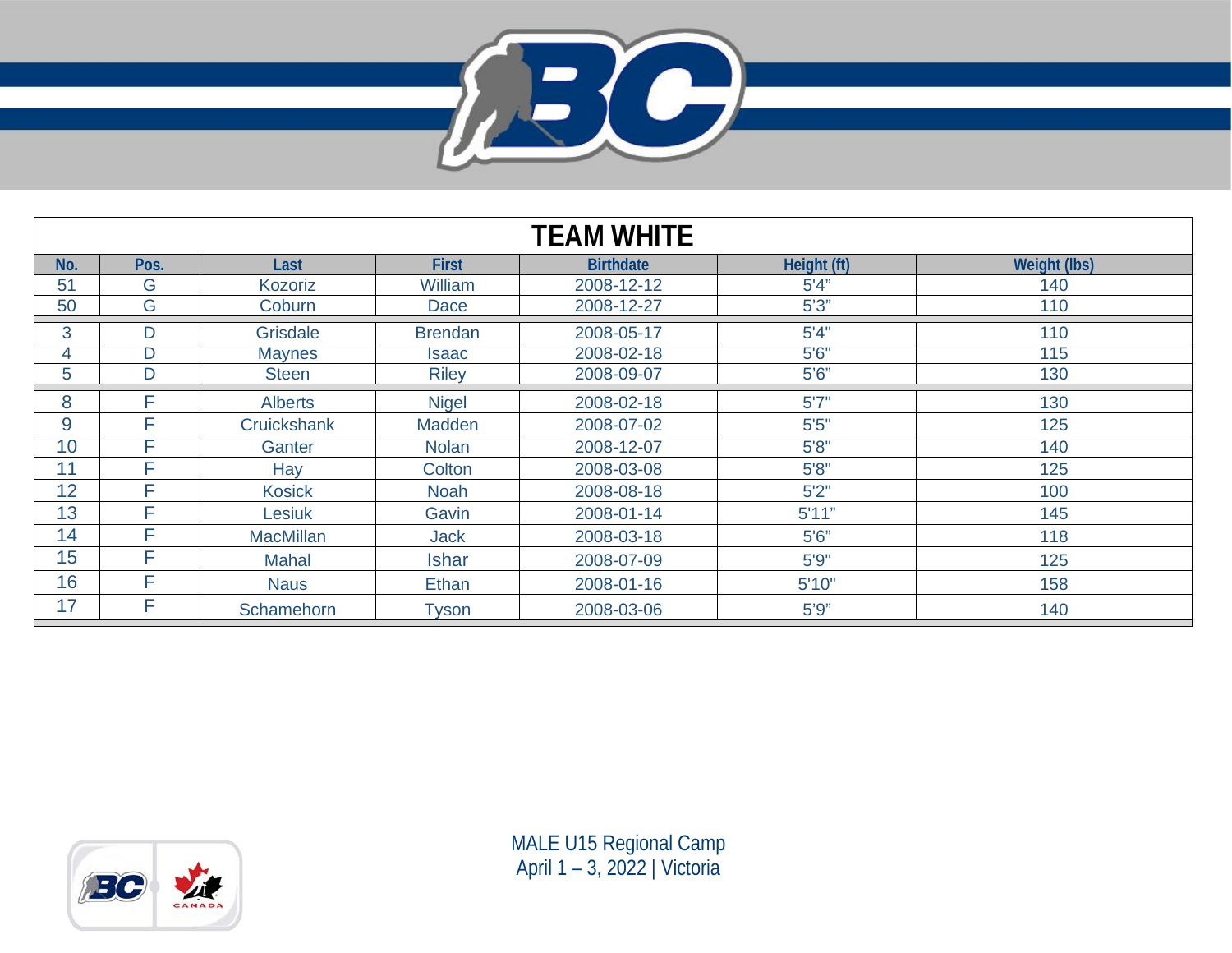## TEAM WHITE

| No. | Pos. | Last | First | Birthdate | Height (ft) | Weight (lbs) |
|---|---|---|---|---|---|---|
| 51 | G | Kozoriz | William | 2008-12-12 | 5'4" | 140 |
| 50 | G | Coburn | Dace | 2008-12-27 | 5'3" | 110 |
| 3 | D | Grisdale | Brendan | 2008-05-17 | 5'4" | 110 |
| 4 | D | Maynes | Isaac | 2008-02-18 | 5'6" | 115 |
| 5 | D | Steen | Riley | 2008-09-07 | 5'6" | 130 |
| 8 | F | Alberts | Nigel | 2008-02-18 | 5'7" | 130 |
| 9 | F | Cruickshank | Madden | 2008-07-02 | 5'5" | 125 |
| 10 | F | Ganter | Nolan | 2008-12-07 | 5'8" | 140 |
| 11 | F | Hay | Colton | 2008-03-08 | 5'8" | 125 |
| 12 | F | Kosick | Noah | 2008-08-18 | 5'2" | 100 |
| 13 | F | Lesiuk | Gavin | 2008-01-14 | 5'11" | 145 |
| 14 | F | MacMillan | Jack | 2008-03-18 | 5'6" | 118 |
| 15 | F | Mahal | Ishar | 2008-07-09 | 5'9" | 125 |
| 16 | F | Naus | Ethan | 2008-01-16 | 5'10" | 158 |
| 17 | F | Schamehorn | Tyson | 2008-03-06 | 5'9" | 140 |

MALE U15 Regional Camp
April 1 – 3, 2022 | Victoria